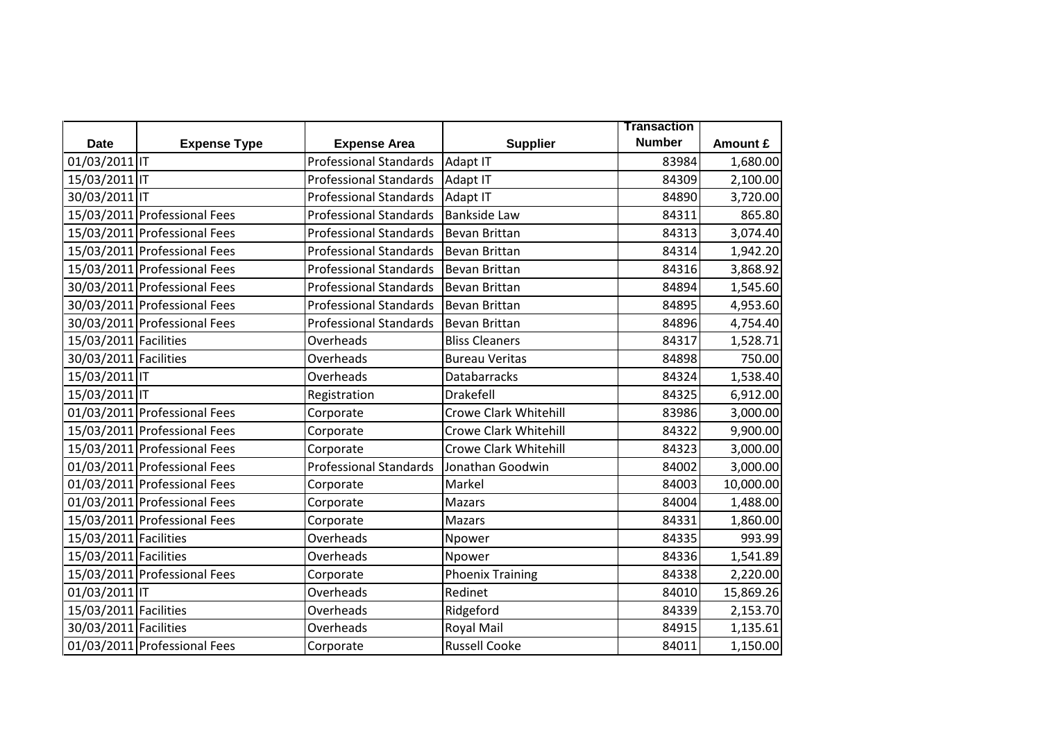| Date | Expense Type | Expense Area | Supplier | Transaction Number | Amount £ |
|---|---|---|---|---|---|
| 01/03/2011 | IT | Professional Standards | Adapt IT | 83984 | 1,680.00 |
| 15/03/2011 | IT | Professional Standards | Adapt IT | 84309 | 2,100.00 |
| 30/03/2011 | IT | Professional Standards | Adapt IT | 84890 | 3,720.00 |
| 15/03/2011 | Professional Fees | Professional Standards | Bankside Law | 84311 | 865.80 |
| 15/03/2011 | Professional Fees | Professional Standards | Bevan Brittan | 84313 | 3,074.40 |
| 15/03/2011 | Professional Fees | Professional Standards | Bevan Brittan | 84314 | 1,942.20 |
| 15/03/2011 | Professional Fees | Professional Standards | Bevan Brittan | 84316 | 3,868.92 |
| 30/03/2011 | Professional Fees | Professional Standards | Bevan Brittan | 84894 | 1,545.60 |
| 30/03/2011 | Professional Fees | Professional Standards | Bevan Brittan | 84895 | 4,953.60 |
| 30/03/2011 | Professional Fees | Professional Standards | Bevan Brittan | 84896 | 4,754.40 |
| 15/03/2011 | Facilities | Overheads | Bliss Cleaners | 84317 | 1,528.71 |
| 30/03/2011 | Facilities | Overheads | Bureau Veritas | 84898 | 750.00 |
| 15/03/2011 | IT | Overheads | Databarracks | 84324 | 1,538.40 |
| 15/03/2011 | IT | Registration | Drakefell | 84325 | 6,912.00 |
| 01/03/2011 | Professional Fees | Corporate | Crowe Clark Whitehill | 83986 | 3,000.00 |
| 15/03/2011 | Professional Fees | Corporate | Crowe Clark Whitehill | 84322 | 9,900.00 |
| 15/03/2011 | Professional Fees | Corporate | Crowe Clark Whitehill | 84323 | 3,000.00 |
| 01/03/2011 | Professional Fees | Professional Standards | Jonathan Goodwin | 84002 | 3,000.00 |
| 01/03/2011 | Professional Fees | Corporate | Markel | 84003 | 10,000.00 |
| 01/03/2011 | Professional Fees | Corporate | Mazars | 84004 | 1,488.00 |
| 15/03/2011 | Professional Fees | Corporate | Mazars | 84331 | 1,860.00 |
| 15/03/2011 | Facilities | Overheads | Npower | 84335 | 993.99 |
| 15/03/2011 | Facilities | Overheads | Npower | 84336 | 1,541.89 |
| 15/03/2011 | Professional Fees | Corporate | Phoenix Training | 84338 | 2,220.00 |
| 01/03/2011 | IT | Overheads | Redinet | 84010 | 15,869.26 |
| 15/03/2011 | Facilities | Overheads | Ridgeford | 84339 | 2,153.70 |
| 30/03/2011 | Facilities | Overheads | Royal Mail | 84915 | 1,135.61 |
| 01/03/2011 | Professional Fees | Corporate | Russell Cooke | 84011 | 1,150.00 |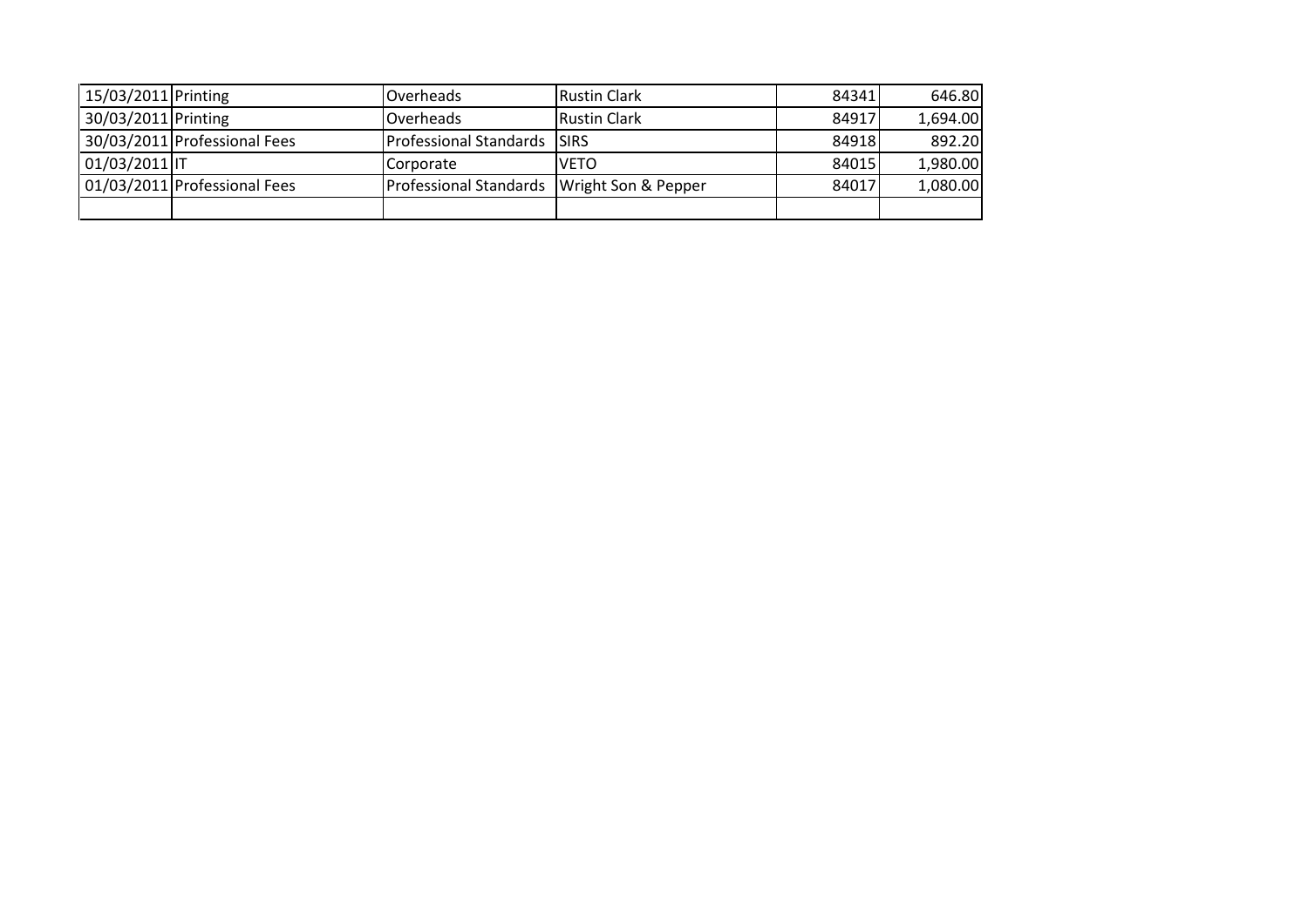| | | | | | |
|---|---|---|---|---|---|
| 15/03/2011 | Printing | Overheads | Rustin Clark | 84341 | 646.80 |
| 30/03/2011 | Printing | Overheads | Rustin Clark | 84917 | 1,694.00 |
| 30/03/2011 | Professional Fees | Professional Standards | SIRS | 84918 | 892.20 |
| 01/03/2011 | IT | Corporate | VETO | 84015 | 1,980.00 |
| 01/03/2011 | Professional Fees | Professional Standards | Wright Son & Pepper | 84017 | 1,080.00 |
| | | | | | |